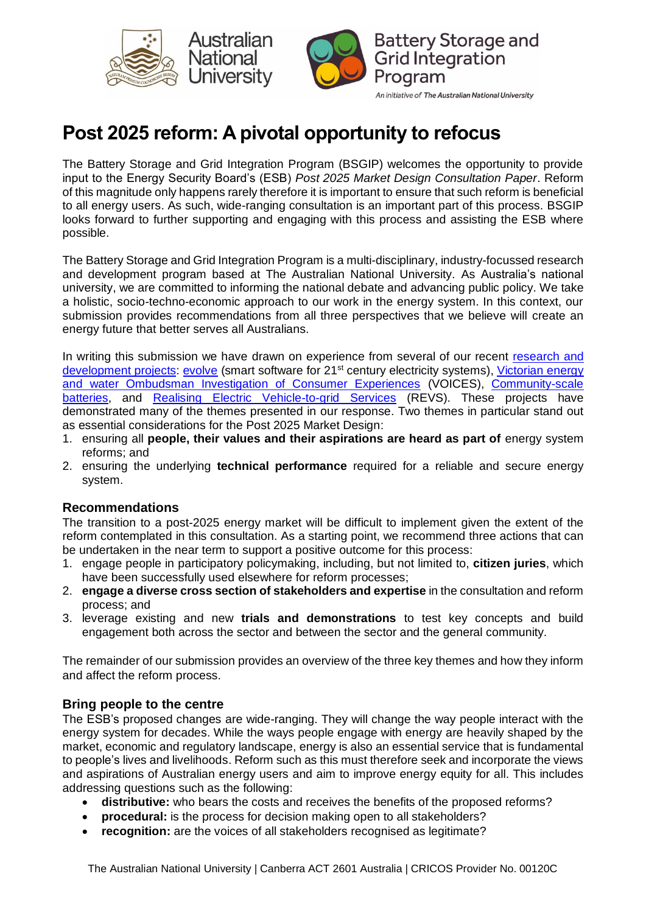# Post 2025 reform: A pivotal opportunity to refocus

The Battery Storage and Grid Integration Program (BSGIP) welcomes the opportunity to provide input to the Energy Security Board's (ESB) *Post 2025 Market Design Consultation Paper*. Reform of this magnitude only happens rarely therefore it is important to ensure that such reform is beneficial to all energy users. As such, wide-ranging consultation is an important part of this process. BSGIP looks forward to further supporting and engaging with this process and assisting the ESB where possible.

The Battery Storage and Grid Integration Program is a multi-disciplinary, industry-focussed research and development program based at The Australian National University. As Australia's national university, we are committed to informing the national debate and advancing public policy. We take a holistic, socio-techno-economic approach to our work in the energy system. In this context, our submission provides recommendations from all three perspectives that we believe will create an energy future that better serves all Australians.

In writing this submission we have drawn on experience from several of our recent research and development projects: evolve (smart software for 21st century electricity systems), Victorian energy and water Ombudsman Investigation of Consumer Experiences (VOICES), Community-scale batteries, and Realising Electric Vehicle-to-grid Services (REVS). These projects have demonstrated many of the themes presented in our response. Two themes in particular stand out as essential considerations for the Post 2025 Market Design:

1. ensuring all **people, their values and their aspirations are heard as part of** energy system reforms; and
2. ensuring the underlying **technical performance** required for a reliable and secure energy system.

### Recommendations

The transition to a post-2025 energy market will be difficult to implement given the extent of the reform contemplated in this consultation. As a starting point, we recommend three actions that can be undertaken in the near term to support a positive outcome for this process:

1. engage people in participatory policymaking, including, but not limited to, **citizen juries**, which have been successfully used elsewhere for reform processes;
2. **engage a diverse cross section of stakeholders and expertise** in the consultation and reform process; and
3. leverage existing and new **trials and demonstrations** to test key concepts and build engagement both across the sector and between the sector and the general community.

The remainder of our submission provides an overview of the three key themes and how they inform and affect the reform process.

### Bring people to the centre

The ESB's proposed changes are wide-ranging. They will change the way people interact with the energy system for decades. While the ways people engage with energy are heavily shaped by the market, economic and regulatory landscape, energy is also an essential service that is fundamental to people's lives and livelihoods. Reform such as this must therefore seek and incorporate the views and aspirations of Australian energy users and aim to improve energy equity for all. This includes addressing questions such as the following:

- **distributive:** who bears the costs and receives the benefits of the proposed reforms?
- **procedural:** is the process for decision making open to all stakeholders?
- **recognition:** are the voices of all stakeholders recognised as legitimate?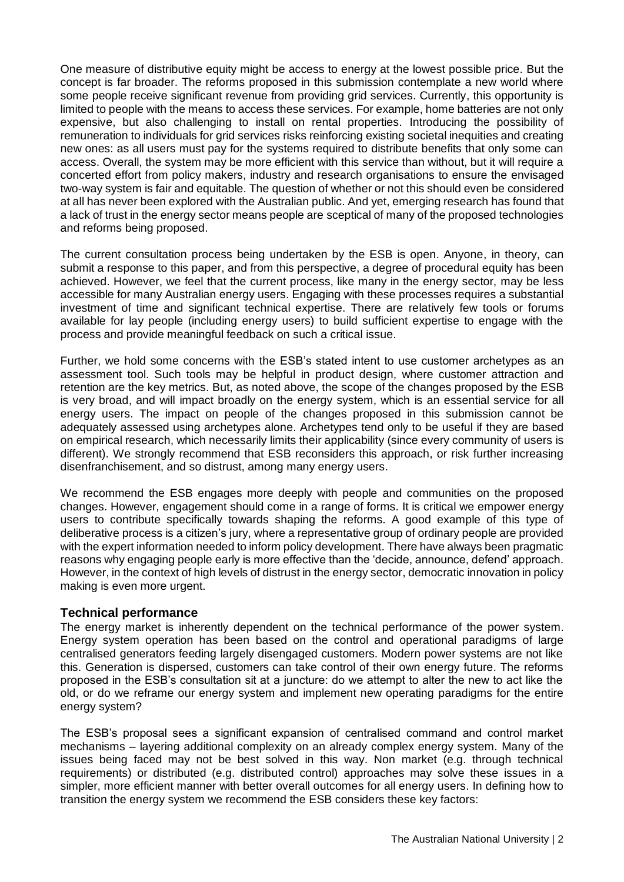One measure of distributive equity might be access to energy at the lowest possible price. But the concept is far broader. The reforms proposed in this submission contemplate a new world where some people receive significant revenue from providing grid services. Currently, this opportunity is limited to people with the means to access these services. For example, home batteries are not only expensive, but also challenging to install on rental properties. Introducing the possibility of remuneration to individuals for grid services risks reinforcing existing societal inequities and creating new ones: as all users must pay for the systems required to distribute benefits that only some can access. Overall, the system may be more efficient with this service than without, but it will require a concerted effort from policy makers, industry and research organisations to ensure the envisaged two-way system is fair and equitable. The question of whether or not this should even be considered at all has never been explored with the Australian public. And yet, emerging research has found that a lack of trust in the energy sector means people are sceptical of many of the proposed technologies and reforms being proposed.

The current consultation process being undertaken by the ESB is open. Anyone, in theory, can submit a response to this paper, and from this perspective, a degree of procedural equity has been achieved. However, we feel that the current process, like many in the energy sector, may be less accessible for many Australian energy users. Engaging with these processes requires a substantial investment of time and significant technical expertise. There are relatively few tools or forums available for lay people (including energy users) to build sufficient expertise to engage with the process and provide meaningful feedback on such a critical issue.

Further, we hold some concerns with the ESB's stated intent to use customer archetypes as an assessment tool. Such tools may be helpful in product design, where customer attraction and retention are the key metrics. But, as noted above, the scope of the changes proposed by the ESB is very broad, and will impact broadly on the energy system, which is an essential service for all energy users. The impact on people of the changes proposed in this submission cannot be adequately assessed using archetypes alone. Archetypes tend only to be useful if they are based on empirical research, which necessarily limits their applicability (since every community of users is different). We strongly recommend that ESB reconsiders this approach, or risk further increasing disenfranchisement, and so distrust, among many energy users.

We recommend the ESB engages more deeply with people and communities on the proposed changes. However, engagement should come in a range of forms. It is critical we empower energy users to contribute specifically towards shaping the reforms. A good example of this type of deliberative process is a citizen's jury, where a representative group of ordinary people are provided with the expert information needed to inform policy development. There have always been pragmatic reasons why engaging people early is more effective than the 'decide, announce, defend' approach. However, in the context of high levels of distrust in the energy sector, democratic innovation in policy making is even more urgent.

### Technical performance

The energy market is inherently dependent on the technical performance of the power system. Energy system operation has been based on the control and operational paradigms of large centralised generators feeding largely disengaged customers. Modern power systems are not like this. Generation is dispersed, customers can take control of their own energy future. The reforms proposed in the ESB's consultation sit at a juncture: do we attempt to alter the new to act like the old, or do we reframe our energy system and implement new operating paradigms for the entire energy system?

The ESB's proposal sees a significant expansion of centralised command and control market mechanisms – layering additional complexity on an already complex energy system. Many of the issues being faced may not be best solved in this way. Non market (e.g. through technical requirements) or distributed (e.g. distributed control) approaches may solve these issues in a simpler, more efficient manner with better overall outcomes for all energy users. In defining how to transition the energy system we recommend the ESB considers these key factors: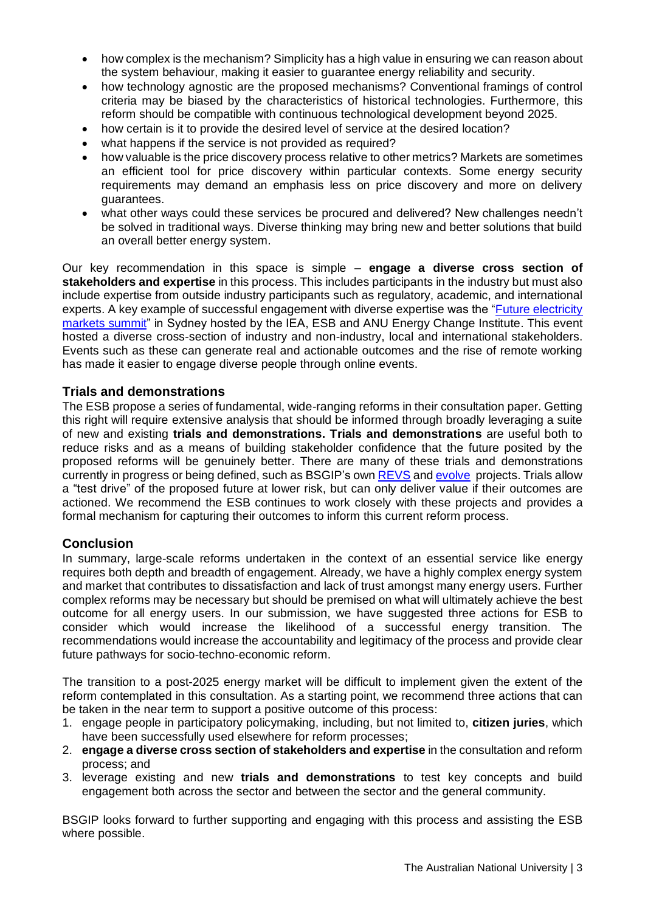- how complex is the mechanism? Simplicity has a high value in ensuring we can reason about the system behaviour, making it easier to guarantee energy reliability and security.
- how technology agnostic are the proposed mechanisms? Conventional framings of control criteria may be biased by the characteristics of historical technologies. Furthermore, this reform should be compatible with continuous technological development beyond 2025.
- how certain is it to provide the desired level of service at the desired location?
- what happens if the service is not provided as required?
- how valuable is the price discovery process relative to other metrics? Markets are sometimes an efficient tool for price discovery within particular contexts. Some energy security requirements may demand an emphasis less on price discovery and more on delivery guarantees.
- what other ways could these services be procured and delivered? New challenges needn't be solved in traditional ways. Diverse thinking may bring new and better solutions that build an overall better energy system.

Our key recommendation in this space is simple – **engage a diverse cross section of stakeholders and expertise** in this process. This includes participants in the industry but must also include expertise from outside industry participants such as regulatory, academic, and international experts. A key example of successful engagement with diverse expertise was the "Future electricity markets summit" in Sydney hosted by the IEA, ESB and ANU Energy Change Institute. This event hosted a diverse cross-section of industry and non-industry, local and international stakeholders. Events such as these can generate real and actionable outcomes and the rise of remote working has made it easier to engage diverse people through online events.

## Trials and demonstrations

The ESB propose a series of fundamental, wide-ranging reforms in their consultation paper. Getting this right will require extensive analysis that should be informed through broadly leveraging a suite of new and existing **trials and demonstrations. Trials and demonstrations** are useful both to reduce risks and as a means of building stakeholder confidence that the future posited by the proposed reforms will be genuinely better. There are many of these trials and demonstrations currently in progress or being defined, such as BSGIP's own REVS and evolve projects. Trials allow a "test drive" of the proposed future at lower risk, but can only deliver value if their outcomes are actioned. We recommend the ESB continues to work closely with these projects and provides a formal mechanism for capturing their outcomes to inform this current reform process.

## Conclusion

In summary, large-scale reforms undertaken in the context of an essential service like energy requires both depth and breadth of engagement. Already, we have a highly complex energy system and market that contributes to dissatisfaction and lack of trust amongst many energy users. Further complex reforms may be necessary but should be premised on what will ultimately achieve the best outcome for all energy users. In our submission, we have suggested three actions for ESB to consider which would increase the likelihood of a successful energy transition. The recommendations would increase the accountability and legitimacy of the process and provide clear future pathways for socio-techno-economic reform.

The transition to a post-2025 energy market will be difficult to implement given the extent of the reform contemplated in this consultation. As a starting point, we recommend three actions that can be taken in the near term to support a positive outcome of this process:

1. engage people in participatory policymaking, including, but not limited to, **citizen juries**, which have been successfully used elsewhere for reform processes;
2. **engage a diverse cross section of stakeholders and expertise** in the consultation and reform process; and
3. leverage existing and new **trials and demonstrations** to test key concepts and build engagement both across the sector and between the sector and the general community.

BSGIP looks forward to further supporting and engaging with this process and assisting the ESB where possible.